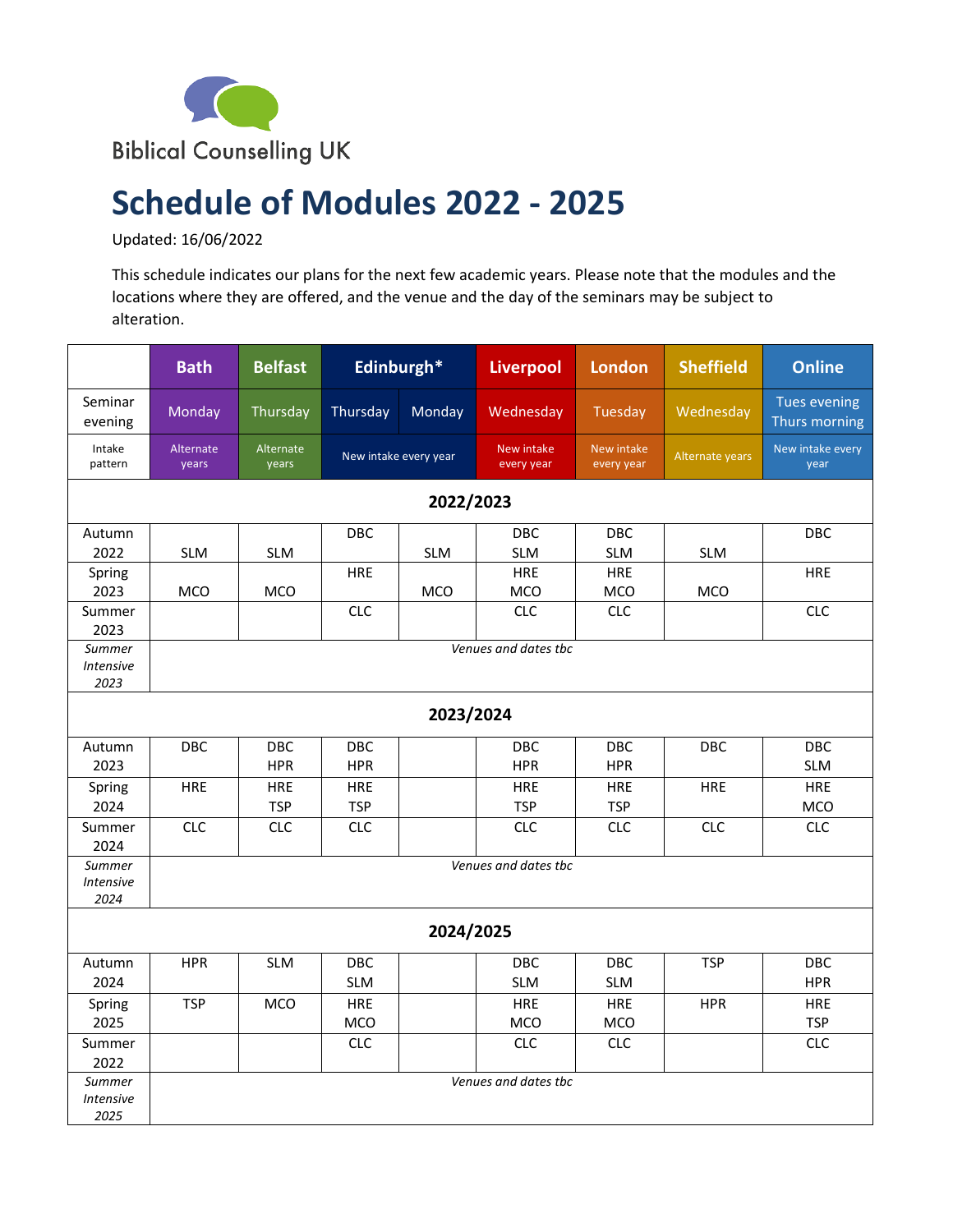Biblical Counselling UK

# Schedule of Modules 2022 - 2025

Updated: 16/06/2022

This schedule indicates our plans for the next few academic years. Please note that the modules and the locations where they are offered, and the venue and the day of the seminars may be subject to alteration.

| | Bath | Belfast | Edinburgh* | | Liverpool | London | Sheffield | Online |
|---|---|---|---|---|---|---|---|---|
| Seminar evening | Monday | Thursday | Thursday | Monday | Wednesday | Tuesday | Wednesday | Tues evening Thurs morning |
| Intake pattern | Alternate years | Alternate years | New intake every year | | New intake every year | New intake every year | Alternate years | New intake every year |
| **2022/2023** | | | | | | | | |
| Autumn 2022 | SLM | SLM | DBC | SLM | DBC SLM | DBC SLM | SLM | DBC |
| Spring 2023 | MCO | MCO | HRE | MCO | HRE MCO | HRE MCO | MCO | HRE |
| Summer 2023 | | | CLC | | CLC | CLC | | CLC |
| *Summer Intensive 2023* | *Venues and dates tbc* | | | | | | | |
| **2023/2024** | | | | | | | | |
| Autumn 2023 | DBC | DBC HPR | DBC HPR | | DBC HPR | DBC HPR | DBC | DBC SLM |
| Spring 2024 | HRE | HRE TSP | HRE TSP | | HRE TSP | HRE TSP | HRE | HRE MCO |
| Summer 2024 | CLC | CLC | CLC | | CLC | CLC | CLC | CLC |
| *Summer Intensive 2024* | *Venues and dates tbc* | | | | | | | |
| **2024/2025** | | | | | | | | |
| Autumn 2024 | HPR | SLM | DBC SLM | | DBC SLM | DBC SLM | TSP | DBC HPR |
| Spring 2025 | TSP | MCO | HRE MCO | | HRE MCO | HRE MCO | HPR | HRE TSP |
| Summer 2022 | | | CLC | | CLC | CLC | | CLC |
| *Summer Intensive 2025* | *Venues and dates tbc* | | | | | | | |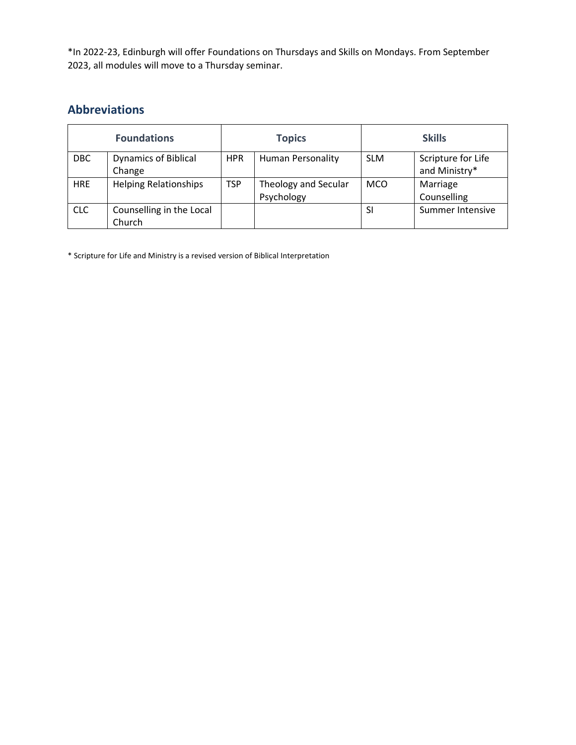*In 2022-23, Edinburgh will offer Foundations on Thursdays and Skills on Mondays. From September 2023, all modules will move to a Thursday seminar.

## Abbreviations

| Foundations | | Topics | | Skills | |
|---|---|---|---|---|---|
| DBC | Dynamics of Biblical Change | HPR | Human Personality | SLM | Scripture for Life and Ministry* |
| HRE | Helping Relationships | TSP | Theology and Secular Psychology | MCO | Marriage Counselling |
| CLC | Counselling in the Local Church | | | SI | Summer Intensive |

* Scripture for Life and Ministry is a revised version of Biblical Interpretation